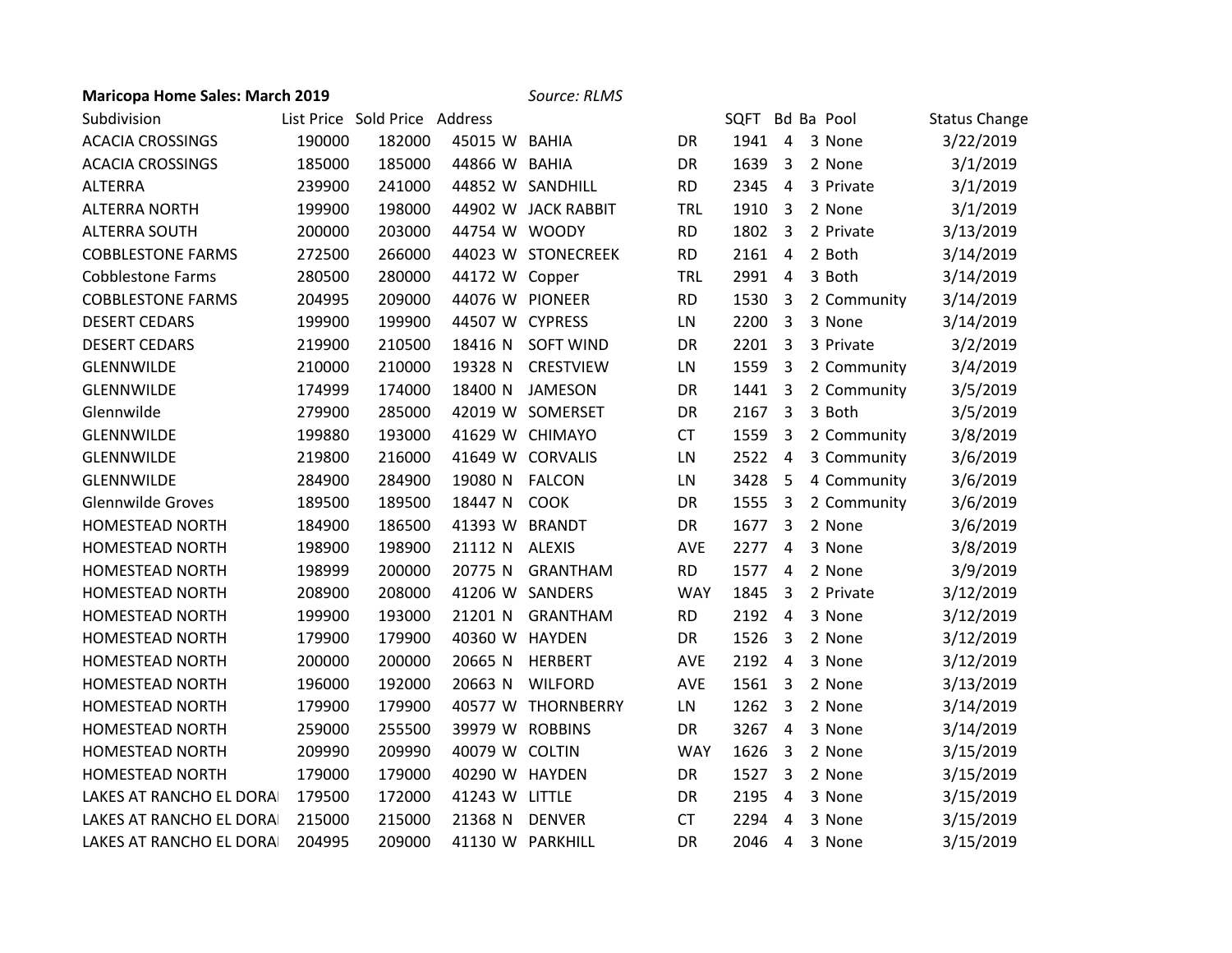**Maricopa Home Sales: March 2019** *Source: RLMS*

| Subdivision | List Price | Sold Price | Address | | | | SQFT | Bd | Ba | Pool | Status Change |
|---|---|---|---|---|---|---|---|---|---|---|---|
| ACACIA CROSSINGS | 190000 | 182000 | 45015 | W | BAHIA | DR | 1941 | 4 | 3 | None | 3/22/2019 |
| ACACIA CROSSINGS | 185000 | 185000 | 44866 | W | BAHIA | DR | 1639 | 3 | 2 | None | 3/1/2019 |
| ALTERRA | 239900 | 241000 | 44852 | W | SANDHILL | RD | 2345 | 4 | 3 | Private | 3/1/2019 |
| ALTERRA NORTH | 199900 | 198000 | 44902 | W | JACK RABBIT | TRL | 1910 | 3 | 2 | None | 3/1/2019 |
| ALTERRA SOUTH | 200000 | 203000 | 44754 | W | WOODY | RD | 1802 | 3 | 2 | Private | 3/13/2019 |
| COBBLESTONE FARMS | 272500 | 266000 | 44023 | W | STONECREEK | RD | 2161 | 4 | 2 | Both | 3/14/2019 |
| Cobblestone Farms | 280500 | 280000 | 44172 | W | Copper | TRL | 2991 | 4 | 3 | Both | 3/14/2019 |
| COBBLESTONE FARMS | 204995 | 209000 | 44076 | W | PIONEER | RD | 1530 | 3 | 2 | Community | 3/14/2019 |
| DESERT CEDARS | 199900 | 199900 | 44507 | W | CYPRESS | LN | 2200 | 3 | 3 | None | 3/14/2019 |
| DESERT CEDARS | 219900 | 210500 | 18416 | N | SOFT WIND | DR | 2201 | 3 | 3 | Private | 3/2/2019 |
| GLENNWILDE | 210000 | 210000 | 19328 | N | CRESTVIEW | LN | 1559 | 3 | 2 | Community | 3/4/2019 |
| GLENNWILDE | 174999 | 174000 | 18400 | N | JAMESON | DR | 1441 | 3 | 2 | Community | 3/5/2019 |
| Glennwilde | 279900 | 285000 | 42019 | W | SOMERSET | DR | 2167 | 3 | 3 | Both | 3/5/2019 |
| GLENNWILDE | 199880 | 193000 | 41629 | W | CHIMAYO | CT | 1559 | 3 | 2 | Community | 3/8/2019 |
| GLENNWILDE | 219800 | 216000 | 41649 | W | CORVALIS | LN | 2522 | 4 | 3 | Community | 3/6/2019 |
| GLENNWILDE | 284900 | 284900 | 19080 | N | FALCON | LN | 3428 | 5 | 4 | Community | 3/6/2019 |
| Glennwilde Groves | 189500 | 189500 | 18447 | N | COOK | DR | 1555 | 3 | 2 | Community | 3/6/2019 |
| HOMESTEAD NORTH | 184900 | 186500 | 41393 | W | BRANDT | DR | 1677 | 3 | 2 | None | 3/6/2019 |
| HOMESTEAD NORTH | 198900 | 198900 | 21112 | N | ALEXIS | AVE | 2277 | 4 | 3 | None | 3/8/2019 |
| HOMESTEAD NORTH | 198999 | 200000 | 20775 | N | GRANTHAM | RD | 1577 | 4 | 2 | None | 3/9/2019 |
| HOMESTEAD NORTH | 208900 | 208000 | 41206 | W | SANDERS | WAY | 1845 | 3 | 2 | Private | 3/12/2019 |
| HOMESTEAD NORTH | 199900 | 193000 | 21201 | N | GRANTHAM | RD | 2192 | 4 | 3 | None | 3/12/2019 |
| HOMESTEAD NORTH | 179900 | 179900 | 40360 | W | HAYDEN | DR | 1526 | 3 | 2 | None | 3/12/2019 |
| HOMESTEAD NORTH | 200000 | 200000 | 20665 | N | HERBERT | AVE | 2192 | 4 | 3 | None | 3/12/2019 |
| HOMESTEAD NORTH | 196000 | 192000 | 20663 | N | WILFORD | AVE | 1561 | 3 | 2 | None | 3/13/2019 |
| HOMESTEAD NORTH | 179900 | 179900 | 40577 | W | THORNBERRY | LN | 1262 | 3 | 2 | None | 3/14/2019 |
| HOMESTEAD NORTH | 259000 | 255500 | 39979 | W | ROBBINS | DR | 3267 | 4 | 3 | None | 3/14/2019 |
| HOMESTEAD NORTH | 209990 | 209990 | 40079 | W | COLTIN | WAY | 1626 | 3 | 2 | None | 3/15/2019 |
| HOMESTEAD NORTH | 179000 | 179000 | 40290 | W | HAYDEN | DR | 1527 | 3 | 2 | None | 3/15/2019 |
| LAKES AT RANCHO EL DORA | 179500 | 172000 | 41243 | W | LITTLE | DR | 2195 | 4 | 3 | None | 3/15/2019 |
| LAKES AT RANCHO EL DORA | 215000 | 215000 | 21368 | N | DENVER | CT | 2294 | 4 | 3 | None | 3/15/2019 |
| LAKES AT RANCHO EL DORA | 204995 | 209000 | 41130 | W | PARKHILL | DR | 2046 | 4 | 3 | None | 3/15/2019 |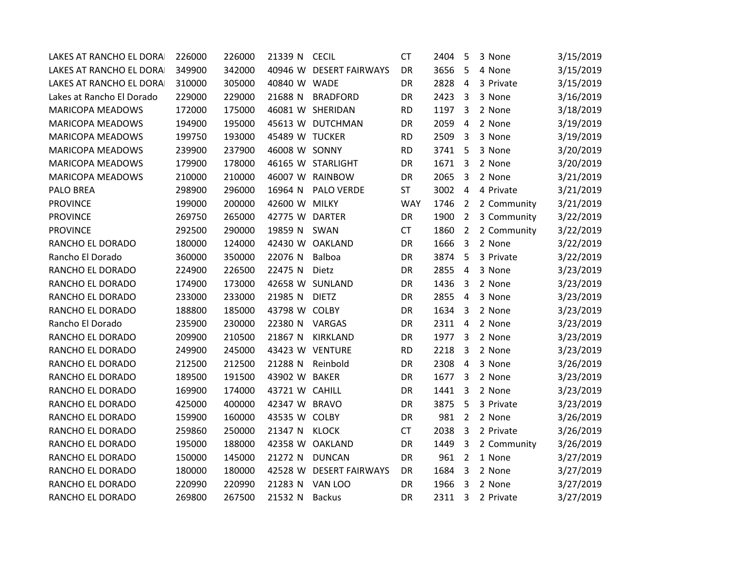| | | | | | | | | | | |
|---|---|---|---|---|---|---|---|---|---|---|
| LAKES AT RANCHO EL DORAI | 226000 | 226000 | 21339 N | CECIL | CT | 2404 | 5 | 3 | None | 3/15/2019 |
| LAKES AT RANCHO EL DORAI | 349900 | 342000 | 40946 W | DESERT FAIRWAYS | DR | 3656 | 5 | 4 | None | 3/15/2019 |
| LAKES AT RANCHO EL DORAI | 310000 | 305000 | 40840 W | WADE | DR | 2828 | 4 | 3 | Private | 3/15/2019 |
| Lakes at Rancho El Dorado | 229000 | 229000 | 21688 N | BRADFORD | DR | 2423 | 3 | 3 | None | 3/16/2019 |
| MARICOPA MEADOWS | 172000 | 175000 | 46081 W | SHERIDAN | RD | 1197 | 3 | 2 | None | 3/18/2019 |
| MARICOPA MEADOWS | 194900 | 195000 | 45613 W | DUTCHMAN | DR | 2059 | 4 | 2 | None | 3/19/2019 |
| MARICOPA MEADOWS | 199750 | 193000 | 45489 W | TUCKER | RD | 2509 | 3 | 3 | None | 3/19/2019 |
| MARICOPA MEADOWS | 239900 | 237900 | 46008 W | SONNY | RD | 3741 | 5 | 3 | None | 3/20/2019 |
| MARICOPA MEADOWS | 179900 | 178000 | 46165 W | STARLIGHT | DR | 1671 | 3 | 2 | None | 3/20/2019 |
| MARICOPA MEADOWS | 210000 | 210000 | 46007 W | RAINBOW | DR | 2065 | 3 | 2 | None | 3/21/2019 |
| PALO BREA | 298900 | 296000 | 16964 N | PALO VERDE | ST | 3002 | 4 | 4 | Private | 3/21/2019 |
| PROVINCE | 199000 | 200000 | 42600 W | MILKY | WAY | 1746 | 2 | 2 | Community | 3/21/2019 |
| PROVINCE | 269750 | 265000 | 42775 W | DARTER | DR | 1900 | 2 | 3 | Community | 3/22/2019 |
| PROVINCE | 292500 | 290000 | 19859 N | SWAN | CT | 1860 | 2 | 2 | Community | 3/22/2019 |
| RANCHO EL DORADO | 180000 | 124000 | 42430 W | OAKLAND | DR | 1666 | 3 | 2 | None | 3/22/2019 |
| Rancho El Dorado | 360000 | 350000 | 22076 N | Balboa | DR | 3874 | 5 | 3 | Private | 3/22/2019 |
| RANCHO EL DORADO | 224900 | 226500 | 22475 N | Dietz | DR | 2855 | 4 | 3 | None | 3/23/2019 |
| RANCHO EL DORADO | 174900 | 173000 | 42658 W | SUNLAND | DR | 1436 | 3 | 2 | None | 3/23/2019 |
| RANCHO EL DORADO | 233000 | 233000 | 21985 N | DIETZ | DR | 2855 | 4 | 3 | None | 3/23/2019 |
| RANCHO EL DORADO | 188800 | 185000 | 43798 W | COLBY | DR | 1634 | 3 | 2 | None | 3/23/2019 |
| Rancho El Dorado | 235900 | 230000 | 22380 N | VARGAS | DR | 2311 | 4 | 2 | None | 3/23/2019 |
| RANCHO EL DORADO | 209900 | 210500 | 21867 N | KIRKLAND | DR | 1977 | 3 | 2 | None | 3/23/2019 |
| RANCHO EL DORADO | 249900 | 245000 | 43423 W | VENTURE | RD | 2218 | 3 | 2 | None | 3/23/2019 |
| RANCHO EL DORADO | 212500 | 212500 | 21288 N | Reinbold | DR | 2308 | 4 | 3 | None | 3/26/2019 |
| RANCHO EL DORADO | 189500 | 191500 | 43902 W | BAKER | DR | 1677 | 3 | 2 | None | 3/23/2019 |
| RANCHO EL DORADO | 169900 | 174000 | 43721 W | CAHILL | DR | 1441 | 3 | 2 | None | 3/23/2019 |
| RANCHO EL DORADO | 425000 | 400000 | 42347 W | BRAVO | DR | 3875 | 5 | 3 | Private | 3/23/2019 |
| RANCHO EL DORADO | 159900 | 160000 | 43535 W | COLBY | DR | 981 | 2 | 2 | None | 3/26/2019 |
| RANCHO EL DORADO | 259860 | 250000 | 21347 N | KLOCK | CT | 2038 | 3 | 2 | Private | 3/26/2019 |
| RANCHO EL DORADO | 195000 | 188000 | 42358 W | OAKLAND | DR | 1449 | 3 | 2 | Community | 3/26/2019 |
| RANCHO EL DORADO | 150000 | 145000 | 21272 N | DUNCAN | DR | 961 | 2 | 1 | None | 3/27/2019 |
| RANCHO EL DORADO | 180000 | 180000 | 42528 W | DESERT FAIRWAYS | DR | 1684 | 3 | 2 | None | 3/27/2019 |
| RANCHO EL DORADO | 220990 | 220990 | 21283 N | VAN LOO | DR | 1966 | 3 | 2 | None | 3/27/2019 |
| RANCHO EL DORADO | 269800 | 267500 | 21532 N | Backus | DR | 2311 | 3 | 2 | Private | 3/27/2019 |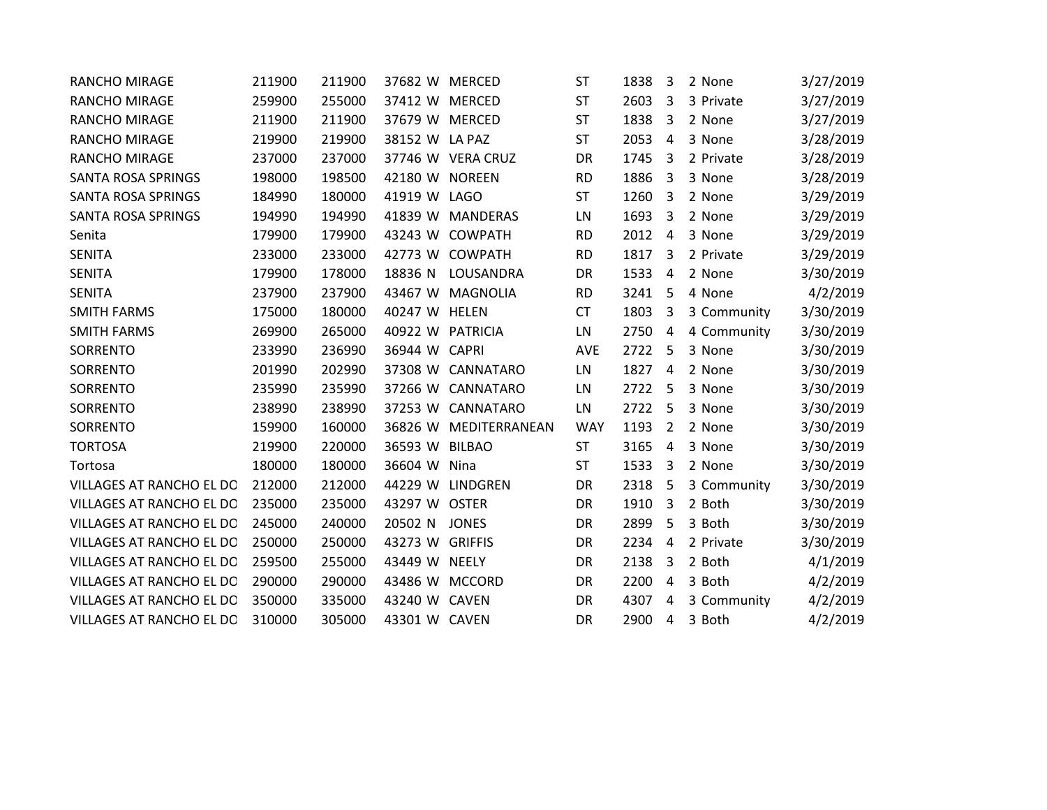| | | | | | | | | | | | |
|---|---|---|---|---|---|---|---|---|---|---|---|
| RANCHO MIRAGE | 211900 | 211900 | 37682 | W | MERCED | ST | 1838 | 3 | 2 | None | 3/27/2019 |
| RANCHO MIRAGE | 259900 | 255000 | 37412 | W | MERCED | ST | 2603 | 3 | 3 | Private | 3/27/2019 |
| RANCHO MIRAGE | 211900 | 211900 | 37679 | W | MERCED | ST | 1838 | 3 | 2 | None | 3/27/2019 |
| RANCHO MIRAGE | 219900 | 219900 | 38152 | W | LA PAZ | ST | 2053 | 4 | 3 | None | 3/28/2019 |
| RANCHO MIRAGE | 237000 | 237000 | 37746 | W | VERA CRUZ | DR | 1745 | 3 | 2 | Private | 3/28/2019 |
| SANTA ROSA SPRINGS | 198000 | 198500 | 42180 | W | NOREEN | RD | 1886 | 3 | 3 | None | 3/28/2019 |
| SANTA ROSA SPRINGS | 184990 | 180000 | 41919 | W | LAGO | ST | 1260 | 3 | 2 | None | 3/29/2019 |
| SANTA ROSA SPRINGS | 194990 | 194990 | 41839 | W | MANDERAS | LN | 1693 | 3 | 2 | None | 3/29/2019 |
| Senita | 179900 | 179900 | 43243 | W | COWPATH | RD | 2012 | 4 | 3 | None | 3/29/2019 |
| SENITA | 233000 | 233000 | 42773 | W | COWPATH | RD | 1817 | 3 | 2 | Private | 3/29/2019 |
| SENITA | 179900 | 178000 | 18836 | N | LOUSANDRA | DR | 1533 | 4 | 2 | None | 3/30/2019 |
| SENITA | 237900 | 237900 | 43467 | W | MAGNOLIA | RD | 3241 | 5 | 4 | None | 4/2/2019 |
| SMITH FARMS | 175000 | 180000 | 40247 | W | HELEN | CT | 1803 | 3 | 3 | Community | 3/30/2019 |
| SMITH FARMS | 269900 | 265000 | 40922 | W | PATRICIA | LN | 2750 | 4 | 4 | Community | 3/30/2019 |
| SORRENTO | 233990 | 236990 | 36944 | W | CAPRI | AVE | 2722 | 5 | 3 | None | 3/30/2019 |
| SORRENTO | 201990 | 202990 | 37308 | W | CANNATARO | LN | 1827 | 4 | 2 | None | 3/30/2019 |
| SORRENTO | 235990 | 235990 | 37266 | W | CANNATARO | LN | 2722 | 5 | 3 | None | 3/30/2019 |
| SORRENTO | 238990 | 238990 | 37253 | W | CANNATARO | LN | 2722 | 5 | 3 | None | 3/30/2019 |
| SORRENTO | 159900 | 160000 | 36826 | W | MEDITERRANEAN | WAY | 1193 | 2 | 2 | None | 3/30/2019 |
| TORTOSA | 219900 | 220000 | 36593 | W | BILBAO | ST | 3165 | 4 | 3 | None | 3/30/2019 |
| Tortosa | 180000 | 180000 | 36604 | W | Nina | ST | 1533 | 3 | 2 | None | 3/30/2019 |
| VILLAGES AT RANCHO EL DO | 212000 | 212000 | 44229 | W | LINDGREN | DR | 2318 | 5 | 3 | Community | 3/30/2019 |
| VILLAGES AT RANCHO EL DO | 235000 | 235000 | 43297 | W | OSTER | DR | 1910 | 3 | 2 | Both | 3/30/2019 |
| VILLAGES AT RANCHO EL DO | 245000 | 240000 | 20502 | N | JONES | DR | 2899 | 5 | 3 | Both | 3/30/2019 |
| VILLAGES AT RANCHO EL DO | 250000 | 250000 | 43273 | W | GRIFFIS | DR | 2234 | 4 | 2 | Private | 3/30/2019 |
| VILLAGES AT RANCHO EL DO | 259500 | 255000 | 43449 | W | NEELY | DR | 2138 | 3 | 2 | Both | 4/1/2019 |
| VILLAGES AT RANCHO EL DO | 290000 | 290000 | 43486 | W | MCCORD | DR | 2200 | 4 | 3 | Both | 4/2/2019 |
| VILLAGES AT RANCHO EL DO | 350000 | 335000 | 43240 | W | CAVEN | DR | 4307 | 4 | 3 | Community | 4/2/2019 |
| VILLAGES AT RANCHO EL DO | 310000 | 305000 | 43301 | W | CAVEN | DR | 2900 | 4 | 3 | Both | 4/2/2019 |